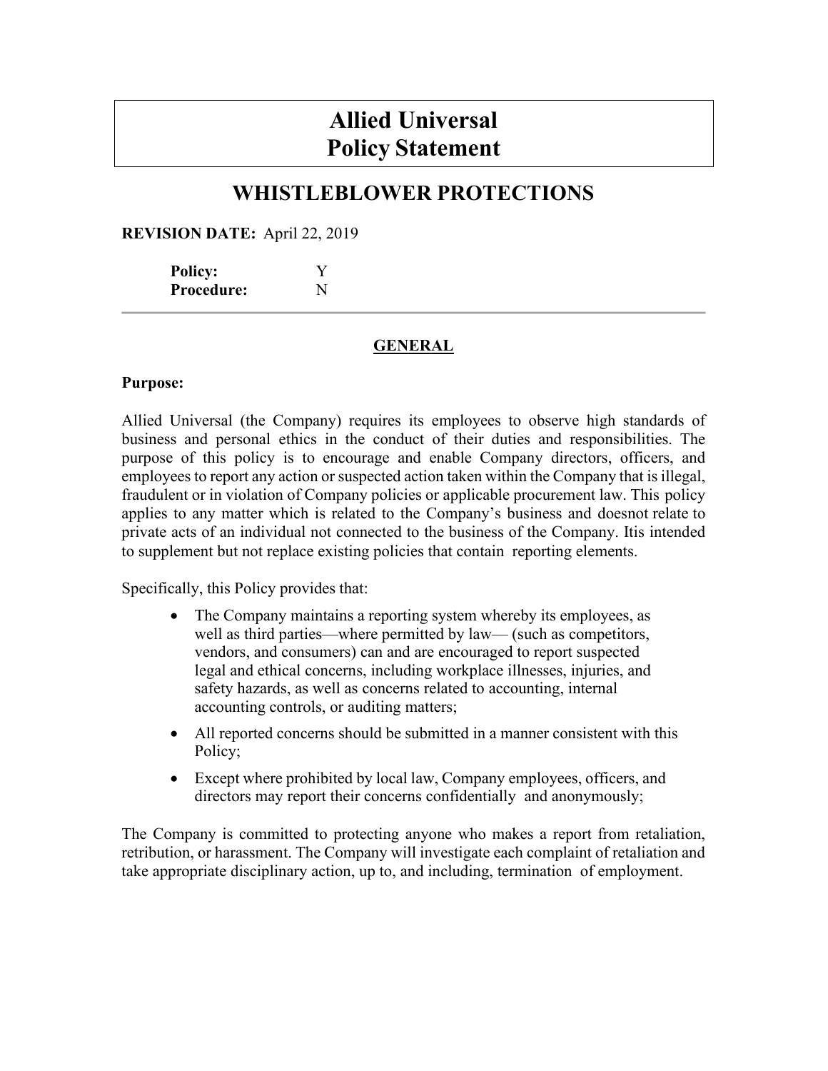# Allied Universal
# Policy Statement

## WHISTLEBLOWER PROTECTIONS

**REVISION DATE:** April 22, 2019

| | |
|---|---|
| **Policy:** | Y |
| **Procedure:** | N |

---

### GENERAL

**Purpose:**

Allied Universal (the Company) requires its employees to observe high standards of business and personal ethics in the conduct of their duties and responsibilities. The purpose of this policy is to encourage and enable Company directors, officers, and employees to report any action or suspected action taken within the Company that is illegal, fraudulent or in violation of Company policies or applicable procurement law. This policy applies to any matter which is related to the Company's business and doesnot relate to private acts of an individual not connected to the business of the Company. Itis intended to supplement but not replace existing policies that contain reporting elements.

Specifically, this Policy provides that:

- The Company maintains a reporting system whereby its employees, as well as third parties—where permitted by law— (such as competitors, vendors, and consumers) can and are encouraged to report suspected legal and ethical concerns, including workplace illnesses, injuries, and safety hazards, as well as concerns related to accounting, internal accounting controls, or auditing matters;
- All reported concerns should be submitted in a manner consistent with this Policy;
- Except where prohibited by local law, Company employees, officers, and directors may report their concerns confidentially and anonymously;

The Company is committed to protecting anyone who makes a report from retaliation, retribution, or harassment. The Company will investigate each complaint of retaliation and take appropriate disciplinary action, up to, and including, termination of employment.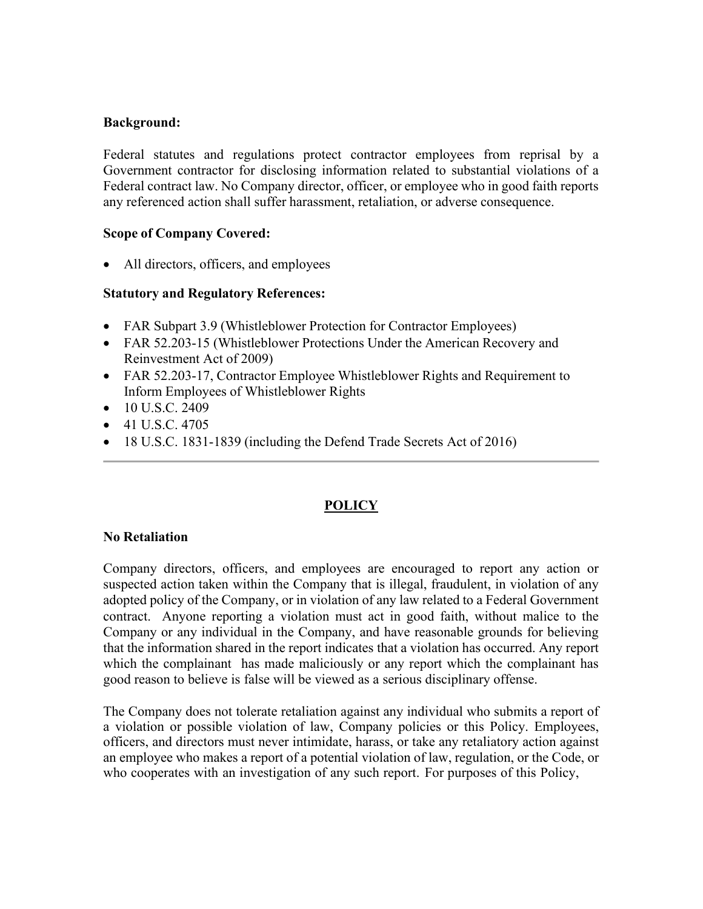**Background:**

Federal statutes and regulations protect contractor employees from reprisal by a Government contractor for disclosing information related to substantial violations of a Federal contract law. No Company director, officer, or employee who in good faith reports any referenced action shall suffer harassment, retaliation, or adverse consequence.

**Scope of Company Covered:**

- All directors, officers, and employees

**Statutory and Regulatory References:**

- FAR Subpart 3.9 (Whistleblower Protection for Contractor Employees)
- FAR 52.203-15 (Whistleblower Protections Under the American Recovery and Reinvestment Act of 2009)
- FAR 52.203-17, Contractor Employee Whistleblower Rights and Requirement to Inform Employees of Whistleblower Rights
- 10 U.S.C. 2409
- 41 U.S.C. 4705
- 18 U.S.C. 1831-1839 (including the Defend Trade Secrets Act of 2016)

---

## POLICY

**No Retaliation**

Company directors, officers, and employees are encouraged to report any action or suspected action taken within the Company that is illegal, fraudulent, in violation of any adopted policy of the Company, or in violation of any law related to a Federal Government contract. Anyone reporting a violation must act in good faith, without malice to the Company or any individual in the Company, and have reasonable grounds for believing that the information shared in the report indicates that a violation has occurred. Any report which the complainant has made maliciously or any report which the complainant has good reason to believe is false will be viewed as a serious disciplinary offense.

The Company does not tolerate retaliation against any individual who submits a report of a violation or possible violation of law, Company policies or this Policy. Employees, officers, and directors must never intimidate, harass, or take any retaliatory action against an employee who makes a report of a potential violation of law, regulation, or the Code, or who cooperates with an investigation of any such report. For purposes of this Policy,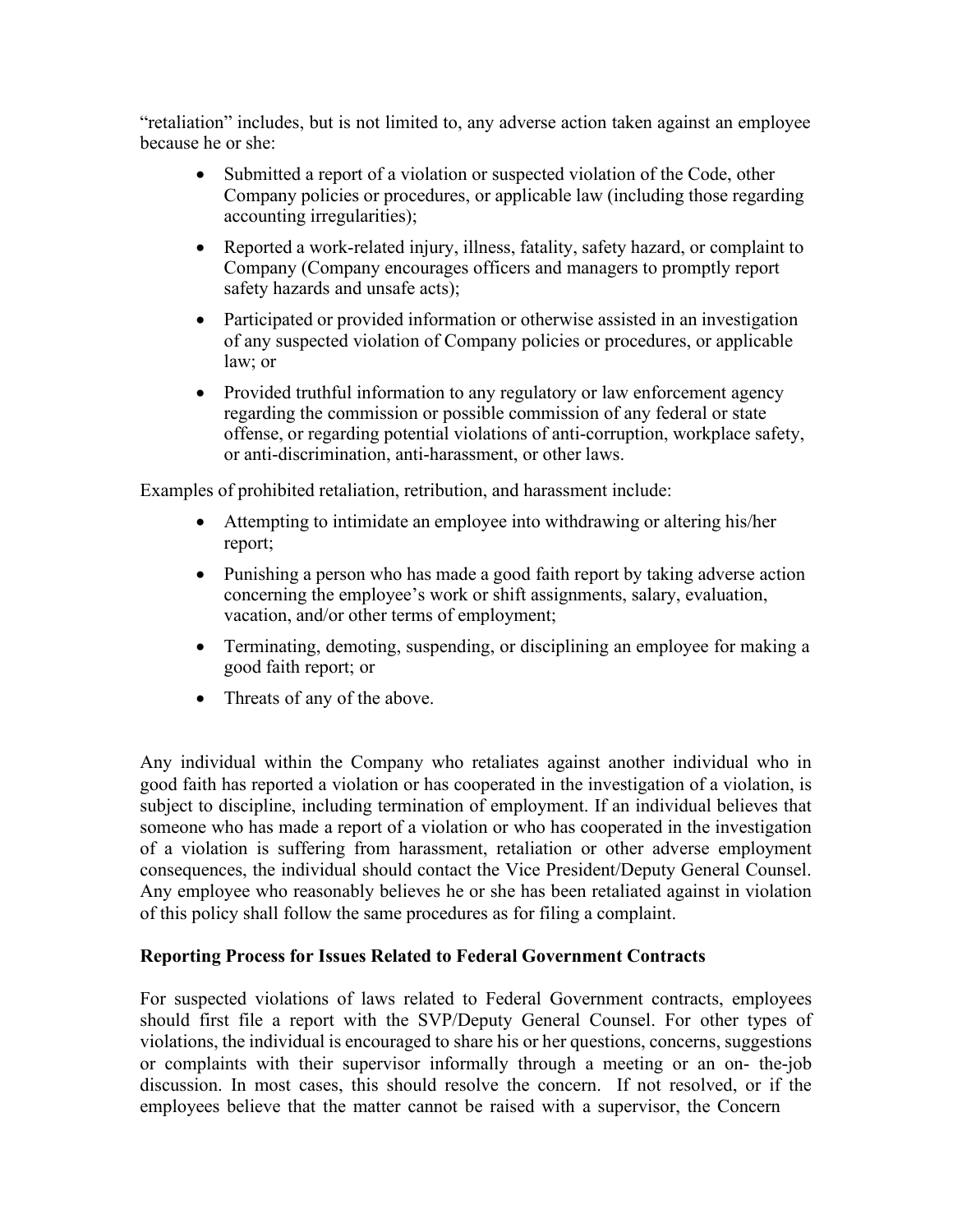"retaliation" includes, but is not limited to, any adverse action taken against an employee because he or she:

- Submitted a report of a violation or suspected violation of the Code, other Company policies or procedures, or applicable law (including those regarding accounting irregularities);
- Reported a work-related injury, illness, fatality, safety hazard, or complaint to Company (Company encourages officers and managers to promptly report safety hazards and unsafe acts);
- Participated or provided information or otherwise assisted in an investigation of any suspected violation of Company policies or procedures, or applicable law; or
- Provided truthful information to any regulatory or law enforcement agency regarding the commission or possible commission of any federal or state offense, or regarding potential violations of anti-corruption, workplace safety, or anti-discrimination, anti-harassment, or other laws.

Examples of prohibited retaliation, retribution, and harassment include:

- Attempting to intimidate an employee into withdrawing or altering his/her report;
- Punishing a person who has made a good faith report by taking adverse action concerning the employee's work or shift assignments, salary, evaluation, vacation, and/or other terms of employment;
- Terminating, demoting, suspending, or disciplining an employee for making a good faith report; or
- Threats of any of the above.

Any individual within the Company who retaliates against another individual who in good faith has reported a violation or has cooperated in the investigation of a violation, is subject to discipline, including termination of employment. If an individual believes that someone who has made a report of a violation or who has cooperated in the investigation of a violation is suffering from harassment, retaliation or other adverse employment consequences, the individual should contact the Vice President/Deputy General Counsel. Any employee who reasonably believes he or she has been retaliated against in violation of this policy shall follow the same procedures as for filing a complaint.

**Reporting Process for Issues Related to Federal Government Contracts**

For suspected violations of laws related to Federal Government contracts, employees should first file a report with the SVP/Deputy General Counsel. For other types of violations, the individual is encouraged to share his or her questions, concerns, suggestions or complaints with their supervisor informally through a meeting or an on- the-job discussion. In most cases, this should resolve the concern. If not resolved, or if the employees believe that the matter cannot be raised with a supervisor, the Concern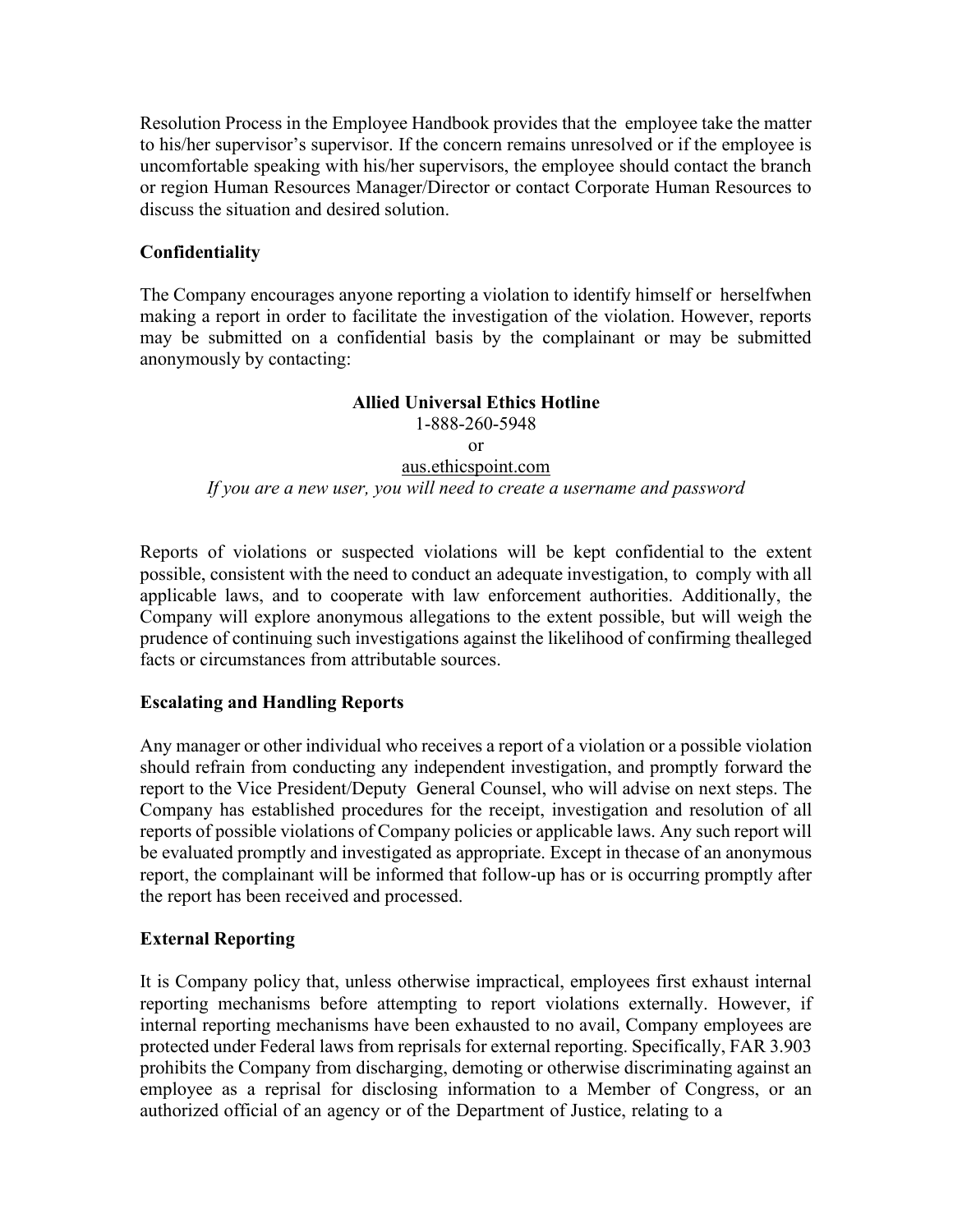Resolution Process in the Employee Handbook provides that the employee take the matter to his/her supervisor's supervisor. If the concern remains unresolved or if the employee is uncomfortable speaking with his/her supervisors, the employee should contact the branch or region Human Resources Manager/Director or contact Corporate Human Resources to discuss the situation and desired solution.

## Confidentiality

The Company encourages anyone reporting a violation to identify himself or herselfwhen making a report in order to facilitate the investigation of the violation. However, reports may be submitted on a confidential basis by the complainant or may be submitted anonymously by contacting:

**Allied Universal Ethics Hotline**
1-888-260-5948
or
aus.ethicspoint.com
*If you are a new user, you will need to create a username and password*

Reports of violations or suspected violations will be kept confidential to the extent possible, consistent with the need to conduct an adequate investigation, to comply with all applicable laws, and to cooperate with law enforcement authorities. Additionally, the Company will explore anonymous allegations to the extent possible, but will weigh the prudence of continuing such investigations against the likelihood of confirming thealleged facts or circumstances from attributable sources.

## Escalating and Handling Reports

Any manager or other individual who receives a report of a violation or a possible violation should refrain from conducting any independent investigation, and promptly forward the report to the Vice President/Deputy General Counsel, who will advise on next steps. The Company has established procedures for the receipt, investigation and resolution of all reports of possible violations of Company policies or applicable laws. Any such report will be evaluated promptly and investigated as appropriate. Except in thecase of an anonymous report, the complainant will be informed that follow-up has or is occurring promptly after the report has been received and processed.

## External Reporting

It is Company policy that, unless otherwise impractical, employees first exhaust internal reporting mechanisms before attempting to report violations externally. However, if internal reporting mechanisms have been exhausted to no avail, Company employees are protected under Federal laws from reprisals for external reporting. Specifically, FAR 3.903 prohibits the Company from discharging, demoting or otherwise discriminating against an employee as a reprisal for disclosing information to a Member of Congress, or an authorized official of an agency or of the Department of Justice, relating to a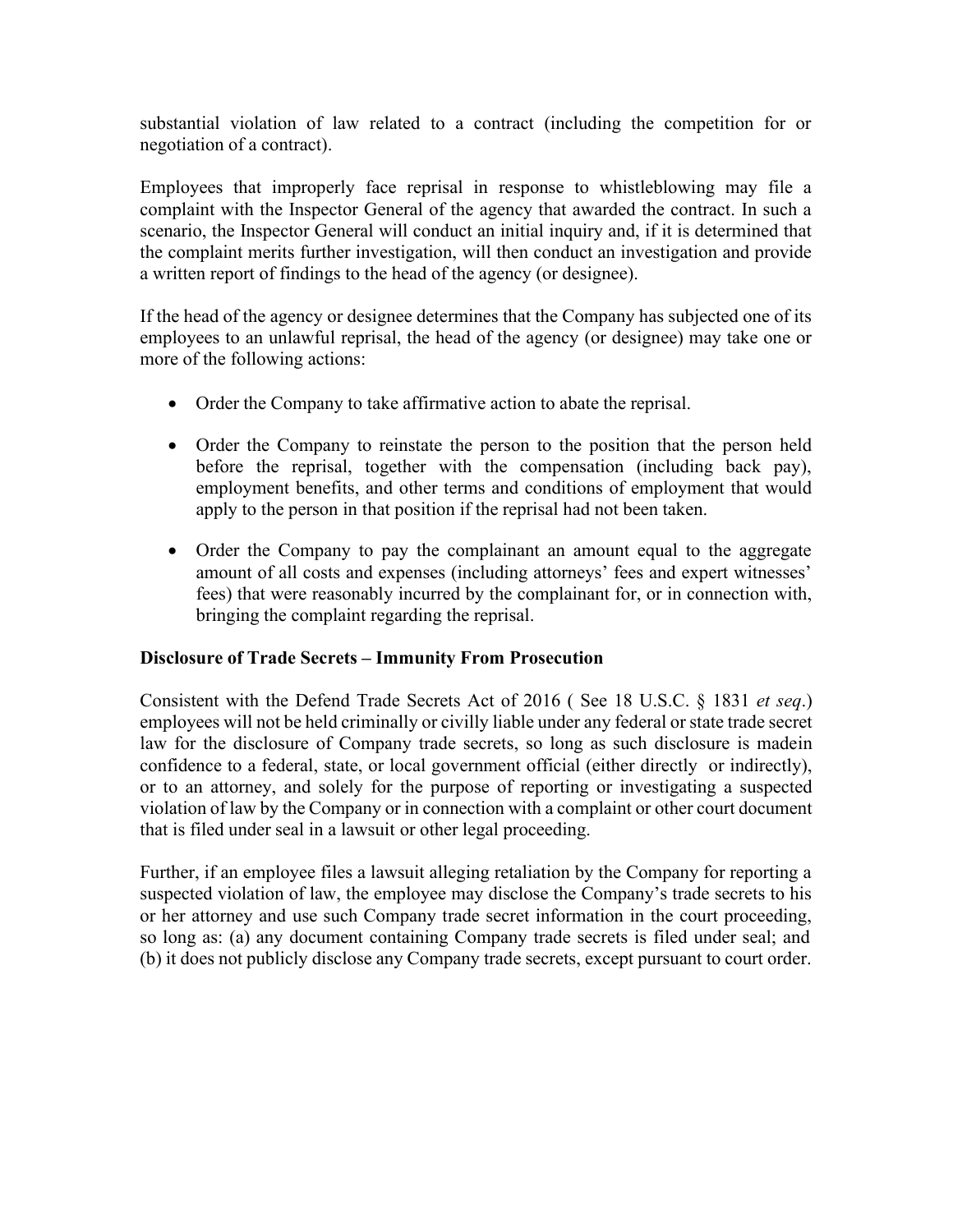substantial violation of law related to a contract (including the competition for or negotiation of a contract).

Employees that improperly face reprisal in response to whistleblowing may file a complaint with the Inspector General of the agency that awarded the contract. In such a scenario, the Inspector General will conduct an initial inquiry and, if it is determined that the complaint merits further investigation, will then conduct an investigation and provide a written report of findings to the head of the agency (or designee).

If the head of the agency or designee determines that the Company has subjected one of its employees to an unlawful reprisal, the head of the agency (or designee) may take one or more of the following actions:

- Order the Company to take affirmative action to abate the reprisal.
- Order the Company to reinstate the person to the position that the person held before the reprisal, together with the compensation (including back pay), employment benefits, and other terms and conditions of employment that would apply to the person in that position if the reprisal had not been taken.
- Order the Company to pay the complainant an amount equal to the aggregate amount of all costs and expenses (including attorneys' fees and expert witnesses' fees) that were reasonably incurred by the complainant for, or in connection with, bringing the complaint regarding the reprisal.

**Disclosure of Trade Secrets – Immunity From Prosecution**

Consistent with the Defend Trade Secrets Act of 2016 ( See 18 U.S.C. § 1831 *et seq*.) employees will not be held criminally or civilly liable under any federal or state trade secret law for the disclosure of Company trade secrets, so long as such disclosure is madein confidence to a federal, state, or local government official (either directly or indirectly), or to an attorney, and solely for the purpose of reporting or investigating a suspected violation of law by the Company or in connection with a complaint or other court document that is filed under seal in a lawsuit or other legal proceeding.

Further, if an employee files a lawsuit alleging retaliation by the Company for reporting a suspected violation of law, the employee may disclose the Company's trade secrets to his or her attorney and use such Company trade secret information in the court proceeding, so long as: (a) any document containing Company trade secrets is filed under seal; and (b) it does not publicly disclose any Company trade secrets, except pursuant to court order.